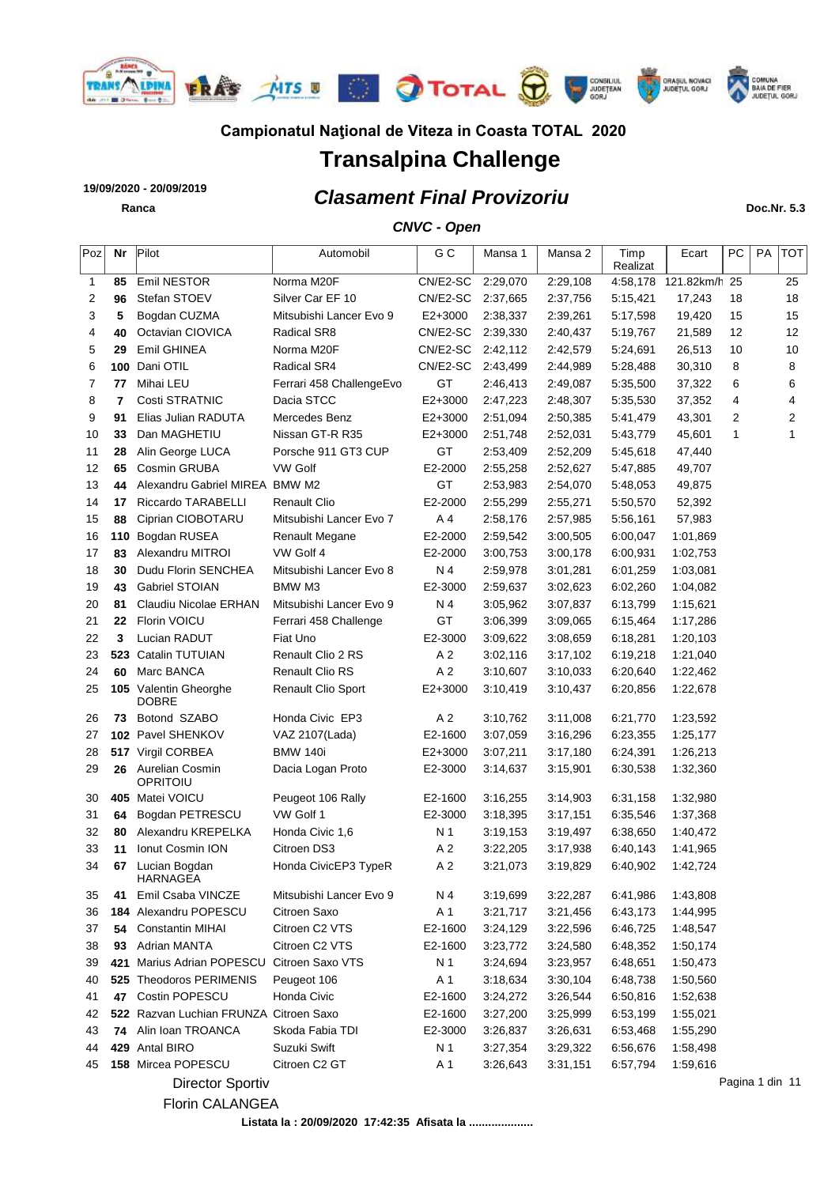## Campionatul Naţional de Viteza in Coasta TOTAL 2020

# Transalpina Challenge

**19/09/2020 - 20/09/2019**

**Ranca**

## *Clasament Final Provizoriu*

**Doc.Nr. 5.3**

***CNVC - Open***

| Poz | Nr | Pilot | Automobil | G C | Mansa 1 | Mansa 2 | Timp Realizat | Ecart | PC | PA | TOT |
|---|---|---|---|---|---|---|---|---|---|---|---|
| 1 | **85** | Emil NESTOR | Norma M20F | CN/E2-SC | 2:29,070 | 2:29,108 | 4:58,178 | 121.82km/h | 25 | | 25 |
| 2 | **96** | Stefan STOEV | Silver Car EF 10 | CN/E2-SC | 2:37,665 | 2:37,756 | 5:15,421 | 17,243 | 18 | | 18 |
| 3 | **5** | Bogdan CUZMA | Mitsubishi Lancer Evo 9 | E2+3000 | 2:38,337 | 2:39,261 | 5:17,598 | 19,420 | 15 | | 15 |
| 4 | **40** | Octavian CIOVICA | Radical SR8 | CN/E2-SC | 2:39,330 | 2:40,437 | 5:19,767 | 21,589 | 12 | | 12 |
| 5 | **29** | Emil GHINEA | Norma M20F | CN/E2-SC | 2:42,112 | 2:42,579 | 5:24,691 | 26,513 | 10 | | 10 |
| 6 | **100** | Dani OTIL | Radical SR4 | CN/E2-SC | 2:43,499 | 2:44,989 | 5:28,488 | 30,310 | 8 | | 8 |
| 7 | **77** | Mihai LEU | Ferrari 458 ChallengeEvo | GT | 2:46,413 | 2:49,087 | 5:35,500 | 37,322 | 6 | | 6 |
| 8 | **7** | Costi STRATNIC | Dacia STCC | E2+3000 | 2:47,223 | 2:48,307 | 5:35,530 | 37,352 | 4 | | 4 |
| 9 | **91** | Elias Julian RADUTA | Mercedes Benz | E2+3000 | 2:51,094 | 2:50,385 | 5:41,479 | 43,301 | 2 | | 2 |
| 10 | **33** | Dan MAGHETIU | Nissan GT-R R35 | E2+3000 | 2:51,748 | 2:52,031 | 5:43,779 | 45,601 | 1 | | 1 |
| 11 | **28** | Alin George LUCA | Porsche 911 GT3 CUP | GT | 2:53,409 | 2:52,209 | 5:45,618 | 47,440 | | | |
| 12 | **65** | Cosmin GRUBA | VW Golf | E2-2000 | 2:55,258 | 2:52,627 | 5:47,885 | 49,707 | | | |
| 13 | **44** | Alexandru Gabriel MIREA | BMW M2 | GT | 2:53,983 | 2:54,070 | 5:48,053 | 49,875 | | | |
| 14 | **17** | Riccardo TARABELLI | Renault Clio | E2-2000 | 2:55,299 | 2:55,271 | 5:50,570 | 52,392 | | | |
| 15 | **88** | Ciprian CIOBOTARU | Mitsubishi Lancer Evo 7 | A 4 | 2:58,176 | 2:57,985 | 5:56,161 | 57,983 | | | |
| 16 | **110** | Bogdan RUSEA | Renault Megane | E2-2000 | 2:59,542 | 3:00,505 | 6:00,047 | 1:01,869 | | | |
| 17 | **83** | Alexandru MITROI | VW Golf 4 | E2-2000 | 3:00,753 | 3:00,178 | 6:00,931 | 1:02,753 | | | |
| 18 | **30** | Dudu Florin SENCHEA | Mitsubishi Lancer Evo 8 | N 4 | 2:59,978 | 3:01,281 | 6:01,259 | 1:03,081 | | | |
| 19 | **43** | Gabriel STOIAN | BMW M3 | E2-3000 | 2:59,637 | 3:02,623 | 6:02,260 | 1:04,082 | | | |
| 20 | **81** | Claudiu Nicolae ERHAN | Mitsubishi Lancer Evo 9 | N 4 | 3:05,962 | 3:07,837 | 6:13,799 | 1:15,621 | | | |
| 21 | **22** | Florin VOICU | Ferrari 458 Challenge | GT | 3:06,399 | 3:09,065 | 6:15,464 | 1:17,286 | | | |
| 22 | **3** | Lucian RADUT | Fiat Uno | E2-3000 | 3:09,622 | 3:08,659 | 6:18,281 | 1:20,103 | | | |
| 23 | **523** | Catalin TUTUIAN | Renault Clio 2 RS | A 2 | 3:02,116 | 3:17,102 | 6:19,218 | 1:21,040 | | | |
| 24 | **60** | Marc BANCA | Renault Clio RS | A 2 | 3:10,607 | 3:10,033 | 6:20,640 | 1:22,462 | | | |
| 25 | **105** | Valentin Gheorghe DOBRE | Renault Clio Sport | E2+3000 | 3:10,419 | 3:10,437 | 6:20,856 | 1:22,678 | | | |
| 26 | **73** | Botond SZABO | Honda Civic EP3 | A 2 | 3:10,762 | 3:11,008 | 6:21,770 | 1:23,592 | | | |
| 27 | **102** | Pavel SHENKOV | VAZ 2107(Lada) | E2-1600 | 3:07,059 | 3:16,296 | 6:23,355 | 1:25,177 | | | |
| 28 | **517** | Virgil CORBEA | BMW 140i | E2+3000 | 3:07,211 | 3:17,180 | 6:24,391 | 1:26,213 | | | |
| 29 | **26** | Aurelian Cosmin OPRITOIU | Dacia Logan Proto | E2-3000 | 3:14,637 | 3:15,901 | 6:30,538 | 1:32,360 | | | |
| 30 | **405** | Matei VOICU | Peugeot 106 Rally | E2-1600 | 3:16,255 | 3:14,903 | 6:31,158 | 1:32,980 | | | |
| 31 | **64** | Bogdan PETRESCU | VW Golf 1 | E2-3000 | 3:18,395 | 3:17,151 | 6:35,546 | 1:37,368 | | | |
| 32 | **80** | Alexandru KREPELKA | Honda Civic 1,6 | N 1 | 3:19,153 | 3:19,497 | 6:38,650 | 1:40,472 | | | |
| 33 | **11** | Ionut Cosmin ION | Citroen DS3 | A 2 | 3:22,205 | 3:17,938 | 6:40,143 | 1:41,965 | | | |
| 34 | **67** | Lucian Bogdan HARNAGEA | Honda CivicEP3 TypeR | A 2 | 3:21,073 | 3:19,829 | 6:40,902 | 1:42,724 | | | |
| 35 | **41** | Emil Csaba VINCZE | Mitsubishi Lancer Evo 9 | N 4 | 3:19,699 | 3:22,287 | 6:41,986 | 1:43,808 | | | |
| 36 | **184** | Alexandru POPESCU | Citroen Saxo | A 1 | 3:21,717 | 3:21,456 | 6:43,173 | 1:44,995 | | | |
| 37 | **54** | Constantin MIHAI | Citroen C2 VTS | E2-1600 | 3:24,129 | 3:22,596 | 6:46,725 | 1:48,547 | | | |
| 38 | **93** | Adrian MANTA | Citroen C2 VTS | E2-1600 | 3:23,772 | 3:24,580 | 6:48,352 | 1:50,174 | | | |
| 39 | **421** | Marius Adrian POPESCU | Citroen Saxo VTS | N 1 | 3:24,694 | 3:23,957 | 6:48,651 | 1:50,473 | | | |
| 40 | **525** | Theodoros PERIMENIS | Peugeot 106 | A 1 | 3:18,634 | 3:30,104 | 6:48,738 | 1:50,560 | | | |
| 41 | **47** | Costin POPESCU | Honda Civic | E2-1600 | 3:24,272 | 3:26,544 | 6:50,816 | 1:52,638 | | | |
| 42 | **522** | Razvan Luchian FRUNZA | Citroen Saxo | E2-1600 | 3:27,200 | 3:25,999 | 6:53,199 | 1:55,021 | | | |
| 43 | **74** | Alin Ioan TROANCA | Skoda Fabia TDI | E2-3000 | 3:26,837 | 3:26,631 | 6:53,468 | 1:55,290 | | | |
| 44 | **429** | Antal BIRO | Suzuki Swift | N 1 | 3:27,354 | 3:29,322 | 6:56,676 | 1:58,498 | | | |
| 45 | **158** | Mircea POPESCU | Citroen C2 GT | A 1 | 3:26,643 | 3:31,151 | 6:57,794 | 1:59,616 | | | |

Director Sportiv

Florin CALANGEA

**Listata la : 20/09/2020 17:42:35 Afisata la ...................**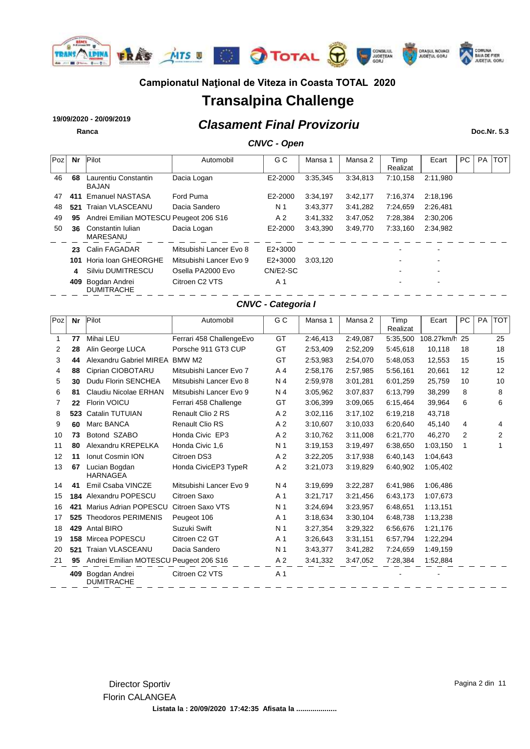## Campionatul Naţional de Viteza in Coasta TOTAL 2020

# Transalpina Challenge

**19/09/2020 - 20/09/2020**

**Ranca**

## *Clasament Final Provizoriu*

**Doc.Nr. 5.3**

### *CNVC - Open*

| Poz | Nr | Pilot | Automobil | G C | Mansa 1 | Mansa 2 | Timp Realizat | Ecart | PC | PA | TOT |
|---|---|---|---|---|---|---|---|---|---|---|---|
| 46 | **68** | Laurentiu Constantin BAJAN | Dacia Logan | E2-2000 | 3:35,345 | 3:34,813 | 7:10,158 | 2:11,980 | | | |
| 47 | **411** | Emanuel NASTASA | Ford Puma | E2-2000 | 3:34,197 | 3:42,177 | 7:16,374 | 2:18,196 | | | |
| 48 | **521** | Traian VLASCEANU | Dacia Sandero | N 1 | 3:43,377 | 3:41,282 | 7:24,659 | 2:26,481 | | | |
| 49 | **95** | Andrei Emilian MOTESCU | Peugeot 206 S16 | A 2 | 3:41,332 | 3:47,052 | 7:28,384 | 2:30,206 | | | |
| 50 | **36** | Constantin Iulian MARESANU | Dacia Logan | E2-2000 | 3:43,390 | 3:49,770 | 7:33,160 | 2:34,982 | | | |
| | **23** | Calin FAGADAR | Mitsubishi Lancer Evo 8 | E2+3000 | | | - | - | | | |
| | **101** | Horia Ioan GHEORGHE | Mitsubishi Lancer Evo 9 | E2+3000 | 3:03,120 | | - | - | | | |
| | **4** | Silviu DUMITRESCU | Osella PA2000 Evo | CN/E2-SC | | | - | - | | | |
| | **409** | Bogdan Andrei DUMITRACHE | Citroen C2 VTS | A 1 | | | - | - | | | |

### *CNVC - Categoria I*

| Poz | Nr | Pilot | Automobil | G C | Mansa 1 | Mansa 2 | Timp Realizat | Ecart | PC | PA | TOT |
|---|---|---|---|---|---|---|---|---|---|---|---|
| 1 | **77** | Mihai LEU | Ferrari 458 ChallengeEvo | GT | 2:46,413 | 2:49,087 | 5:35,500 | 108.27km/h | 25 | | 25 |
| 2 | **28** | Alin George LUCA | Porsche 911 GT3 CUP | GT | 2:53,409 | 2:52,209 | 5:45,618 | 10,118 | 18 | | 18 |
| 3 | **44** | Alexandru Gabriel MIREA | BMW M2 | GT | 2:53,983 | 2:54,070 | 5:48,053 | 12,553 | 15 | | 15 |
| 4 | **88** | Ciprian CIOBOTARU | Mitsubishi Lancer Evo 7 | A 4 | 2:58,176 | 2:57,985 | 5:56,161 | 20,661 | 12 | | 12 |
| 5 | **30** | Dudu Florin SENCHEA | Mitsubishi Lancer Evo 8 | N 4 | 2:59,978 | 3:01,281 | 6:01,259 | 25,759 | 10 | | 10 |
| 6 | **81** | Claudiu Nicolae ERHAN | Mitsubishi Lancer Evo 9 | N 4 | 3:05,962 | 3:07,837 | 6:13,799 | 38,299 | 8 | | 8 |
| 7 | **22** | Florin VOICU | Ferrari 458 Challenge | GT | 3:06,399 | 3:09,065 | 6:15,464 | 39,964 | 6 | | 6 |
| 8 | **523** | Catalin TUTUIAN | Renault Clio 2 RS | A 2 | 3:02,116 | 3:17,102 | 6:19,218 | 43,718 | | | |
| 9 | **60** | Marc BANCA | Renault Clio RS | A 2 | 3:10,607 | 3:10,033 | 6:20,640 | 45,140 | 4 | | 4 |
| 10 | **73** | Botond SZABO | Honda Civic EP3 | A 2 | 3:10,762 | 3:11,008 | 6:21,770 | 46,270 | 2 | | 2 |
| 11 | **80** | Alexandru KREPELKA | Honda Civic 1,6 | N 1 | 3:19,153 | 3:19,497 | 6:38,650 | 1:03,150 | 1 | | 1 |
| 12 | **11** | Ionut Cosmin ION | Citroen DS3 | A 2 | 3:22,205 | 3:17,938 | 6:40,143 | 1:04,643 | | | |
| 13 | **67** | Lucian Bogdan HARNAGEA | Honda CivicEP3 TypeR | A 2 | 3:21,073 | 3:19,829 | 6:40,902 | 1:05,402 | | | |
| 14 | **41** | Emil Csaba VINCZE | Mitsubishi Lancer Evo 9 | N 4 | 3:19,699 | 3:22,287 | 6:41,986 | 1:06,486 | | | |
| 15 | **184** | Alexandru POPESCU | Citroen Saxo | A 1 | 3:21,717 | 3:21,456 | 6:43,173 | 1:07,673 | | | |
| 16 | **421** | Marius Adrian POPESCU | Citroen Saxo VTS | N 1 | 3:24,694 | 3:23,957 | 6:48,651 | 1:13,151 | | | |
| 17 | **525** | Theodoros PERIMENIS | Peugeot 106 | A 1 | 3:18,634 | 3:30,104 | 6:48,738 | 1:13,238 | | | |
| 18 | **429** | Antal BIRO | Suzuki Swift | N 1 | 3:27,354 | 3:29,322 | 6:56,676 | 1:21,176 | | | |
| 19 | **158** | Mircea POPESCU | Citroen C2 GT | A 1 | 3:26,643 | 3:31,151 | 6:57,794 | 1:22,294 | | | |
| 20 | **521** | Traian VLASCEANU | Dacia Sandero | N 1 | 3:43,377 | 3:41,282 | 7:24,659 | 1:49,159 | | | |
| 21 | **95** | Andrei Emilian MOTESCU | Peugeot 206 S16 | A 2 | 3:41,332 | 3:47,052 | 7:28,384 | 1:52,884 | | | |
| | **409** | Bogdan Andrei DUMITRACHE | Citroen C2 VTS | A 1 | | | - | - | | | |

Director Sportiv

Florin CALANGEA

**Listata la : 20/09/2020 17:42:35 Afisata la ...................**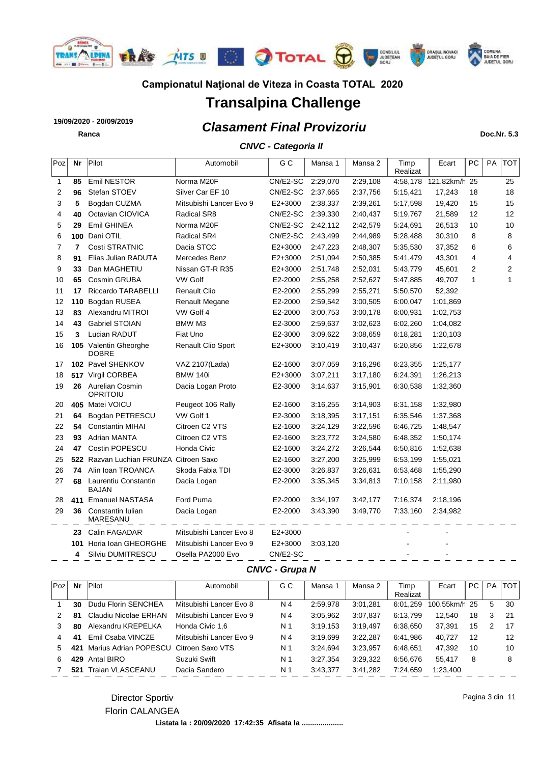## Campionatul Naţional de Viteza in Coasta TOTAL 2020

# Transalpina Challenge

**19/09/2020 - 20/09/2019**

**Ranca**

## *Clasament Final Provizoriu*

**Doc.Nr. 5.3**

### *CNVC - Categoria II*

| Poz | Nr | Pilot | Automobil | G C | Mansa 1 | Mansa 2 | Timp Realizat | Ecart | PC | PA | TOT |
|---|---|---|---|---|---|---|---|---|---|---|---|
| 1 | **85** | Emil NESTOR | Norma M20F | CN/E2-SC | 2:29,070 | 2:29,108 | 4:58,178 | 121.82km/h | 25 | | 25 |
| 2 | **96** | Stefan STOEV | Silver Car EF 10 | CN/E2-SC | 2:37,665 | 2:37,756 | 5:15,421 | 17,243 | 18 | | 18 |
| 3 | **5** | Bogdan CUZMA | Mitsubishi Lancer Evo 9 | E2+3000 | 2:38,337 | 2:39,261 | 5:17,598 | 19,420 | 15 | | 15 |
| 4 | **40** | Octavian CIOVICA | Radical SR8 | CN/E2-SC | 2:39,330 | 2:40,437 | 5:19,767 | 21,589 | 12 | | 12 |
| 5 | **29** | Emil GHINEA | Norma M20F | CN/E2-SC | 2:42,112 | 2:42,579 | 5:24,691 | 26,513 | 10 | | 10 |
| 6 | **100** | Dani OTIL | Radical SR4 | CN/E2-SC | 2:43,499 | 2:44,989 | 5:28,488 | 30,310 | 8 | | 8 |
| 7 | **7** | Costi STRATNIC | Dacia STCC | E2+3000 | 2:47,223 | 2:48,307 | 5:35,530 | 37,352 | 6 | | 6 |
| 8 | **91** | Elias Julian RADUTA | Mercedes Benz | E2+3000 | 2:51,094 | 2:50,385 | 5:41,479 | 43,301 | 4 | | 4 |
| 9 | **33** | Dan MAGHETIU | Nissan GT-R R35 | E2+3000 | 2:51,748 | 2:52,031 | 5:43,779 | 45,601 | 2 | | 2 |
| 10 | **65** | Cosmin GRUBA | VW Golf | E2-2000 | 2:55,258 | 2:52,627 | 5:47,885 | 49,707 | 1 | | 1 |
| 11 | **17** | Riccardo TARABELLI | Renault Clio | E2-2000 | 2:55,299 | 2:55,271 | 5:50,570 | 52,392 | | | |
| 12 | **110** | Bogdan RUSEA | Renault Megane | E2-2000 | 2:59,542 | 3:00,505 | 6:00,047 | 1:01,869 | | | |
| 13 | **83** | Alexandru MITROI | VW Golf 4 | E2-2000 | 3:00,753 | 3:00,178 | 6:00,931 | 1:02,753 | | | |
| 14 | **43** | Gabriel STOIAN | BMW M3 | E2-3000 | 2:59,637 | 3:02,623 | 6:02,260 | 1:04,082 | | | |
| 15 | **3** | Lucian RADUT | Fiat Uno | E2-3000 | 3:09,622 | 3:08,659 | 6:18,281 | 1:20,103 | | | |
| 16 | **105** | Valentin Gheorghe DOBRE | Renault Clio Sport | E2+3000 | 3:10,419 | 3:10,437 | 6:20,856 | 1:22,678 | | | |
| 17 | **102** | Pavel SHENKOV | VAZ 2107(Lada) | E2-1600 | 3:07,059 | 3:16,296 | 6:23,355 | 1:25,177 | | | |
| 18 | **517** | Virgil CORBEA | BMW 140i | E2+3000 | 3:07,211 | 3:17,180 | 6:24,391 | 1:26,213 | | | |
| 19 | **26** | Aurelian Cosmin OPRITOIU | Dacia Logan Proto | E2-3000 | 3:14,637 | 3:15,901 | 6:30,538 | 1:32,360 | | | |
| 20 | **405** | Matei VOICU | Peugeot 106 Rally | E2-1600 | 3:16,255 | 3:14,903 | 6:31,158 | 1:32,980 | | | |
| 21 | **64** | Bogdan PETRESCU | VW Golf 1 | E2-3000 | 3:18,395 | 3:17,151 | 6:35,546 | 1:37,368 | | | |
| 22 | **54** | Constantin MIHAI | Citroen C2 VTS | E2-1600 | 3:24,129 | 3:22,596 | 6:46,725 | 1:48,547 | | | |
| 23 | **93** | Adrian MANTA | Citroen C2 VTS | E2-1600 | 3:23,772 | 3:24,580 | 6:48,352 | 1:50,174 | | | |
| 24 | **47** | Costin POPESCU | Honda Civic | E2-1600 | 3:24,272 | 3:26,544 | 6:50,816 | 1:52,638 | | | |
| 25 | **522** | Razvan Luchian FRUNZA | Citroen Saxo | E2-1600 | 3:27,200 | 3:25,999 | 6:53,199 | 1:55,021 | | | |
| 26 | **74** | Alin Ioan TROANCA | Skoda Fabia TDI | E2-3000 | 3:26,837 | 3:26,631 | 6:53,468 | 1:55,290 | | | |
| 27 | **68** | Laurentiu Constantin BAJAN | Dacia Logan | E2-2000 | 3:35,345 | 3:34,813 | 7:10,158 | 2:11,980 | | | |
| 28 | **411** | Emanuel NASTASA | Ford Puma | E2-2000 | 3:34,197 | 3:42,177 | 7:16,374 | 2:18,196 | | | |
| 29 | **36** | Constantin Iulian MARESANU | Dacia Logan | E2-2000 | 3:43,390 | 3:49,770 | 7:33,160 | 2:34,982 | | | |
| | **23** | Calin FAGADAR | Mitsubishi Lancer Evo 8 | E2+3000 | | | - | - | | | |
| | **101** | Horia Ioan GHEORGHE | Mitsubishi Lancer Evo 9 | E2+3000 | 3:03,120 | | - | - | | | |
| | **4** | Silviu DUMITRESCU | Osella PA2000 Evo | CN/E2-SC | | | - | - | | | |

### *CNVC - Grupa N*

| Poz | Nr | Pilot | Automobil | G C | Mansa 1 | Mansa 2 | Timp Realizat | Ecart | PC | PA | TOT |
|---|---|---|---|---|---|---|---|---|---|---|---|
| 1 | **30** | Dudu Florin SENCHEA | Mitsubishi Lancer Evo 8 | N 4 | 2:59,978 | 3:01,281 | 6:01,259 | 100.55km/h | 25 | 5 | 30 |
| 2 | **81** | Claudiu Nicolae ERHAN | Mitsubishi Lancer Evo 9 | N 4 | 3:05,962 | 3:07,837 | 6:13,799 | 12,540 | 18 | 3 | 21 |
| 3 | **80** | Alexandru KREPELKA | Honda Civic 1,6 | N 1 | 3:19,153 | 3:19,497 | 6:38,650 | 37,391 | 15 | 2 | 17 |
| 4 | **41** | Emil Csaba VINCZE | Mitsubishi Lancer Evo 9 | N 4 | 3:19,699 | 3:22,287 | 6:41,986 | 40,727 | 12 | | 12 |
| 5 | **421** | Marius Adrian POPESCU | Citroen Saxo VTS | N 1 | 3:24,694 | 3:23,957 | 6:48,651 | 47,392 | 10 | | 10 |
| 6 | **429** | Antal BIRO | Suzuki Swift | N 1 | 3:27,354 | 3:29,322 | 6:56,676 | 55,417 | 8 | | 8 |
| 7 | **521** | Traian VLASCEANU | Dacia Sandero | N 1 | 3:43,377 | 3:41,282 | 7:24,659 | 1:23,400 | | | |

Director Sportiv

Florin CALANGEA

**Listata la : 20/09/2020 17:42:35 Afisata la ...................**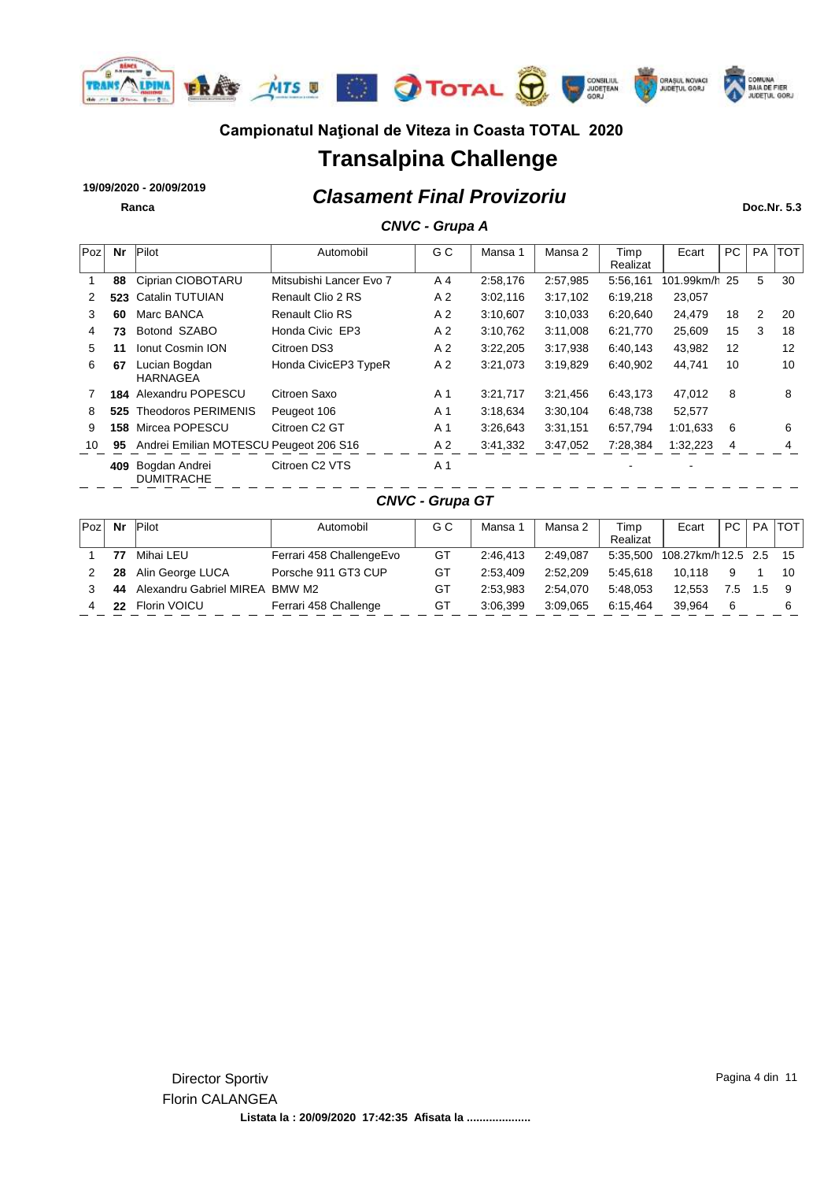**Campionatul Naţional de Viteza in Coasta TOTAL 2020**

# Transalpina Challenge

**19/09/2020 - 20/09/2019**

**Ranca**

## *Clasament Final Provizoriu*

**Doc.Nr. 5.3**

### *CNVC - Grupa A*

| Poz | Nr | Pilot | Automobil | G C | Mansa 1 | Mansa 2 | Timp Realizat | Ecart | PC | PA | TOT |
|---|---|---|---|---|---|---|---|---|---|---|---|
| 1 | **88** | Ciprian CIOBOTARU | Mitsubishi Lancer Evo 7 | A 4 | 2:58,176 | 2:57,985 | 5:56,161 | 101.99km/h | 25 | 5 | 30 |
| 2 | **523** | Catalin TUTUIAN | Renault Clio 2 RS | A 2 | 3:02,116 | 3:17,102 | 6:19,218 | 23,057 | | | |
| 3 | **60** | Marc BANCA | Renault Clio RS | A 2 | 3:10,607 | 3:10,033 | 6:20,640 | 24,479 | 18 | 2 | 20 |
| 4 | **73** | Botond SZABO | Honda Civic EP3 | A 2 | 3:10,762 | 3:11,008 | 6:21,770 | 25,609 | 15 | 3 | 18 |
| 5 | **11** | Ionut Cosmin ION | Citroen DS3 | A 2 | 3:22,205 | 3:17,938 | 6:40,143 | 43,982 | 12 | | 12 |
| 6 | **67** | Lucian Bogdan HARNAGEA | Honda CivicEP3 TypeR | A 2 | 3:21,073 | 3:19,829 | 6:40,902 | 44,741 | 10 | | 10 |
| 7 | **184** | Alexandru POPESCU | Citroen Saxo | A 1 | 3:21,717 | 3:21,456 | 6:43,173 | 47,012 | 8 | | 8 |
| 8 | **525** | Theodoros PERIMENIS | Peugeot 106 | A 1 | 3:18,634 | 3:30,104 | 6:48,738 | 52,577 | | | |
| 9 | **158** | Mircea POPESCU | Citroen C2 GT | A 1 | 3:26,643 | 3:31,151 | 6:57,794 | 1:01,633 | 6 | | 6 |
| 10 | **95** | Andrei Emilian MOTESCU | Peugeot 206 S16 | A 2 | 3:41,332 | 3:47,052 | 7:28,384 | 1:32,223 | 4 | | 4 |
| | **409** | Bogdan Andrei DUMITRACHE | Citroen C2 VTS | A 1 | | | - | - | | | |

### *CNVC - Grupa GT*

| Poz | Nr | Pilot | Automobil | G C | Mansa 1 | Mansa 2 | Timp Realizat | Ecart | PC | PA | TOT |
|---|---|---|---|---|---|---|---|---|---|---|---|
| 1 | **77** | Mihai LEU | Ferrari 458 ChallengeEvo | GT | 2:46,413 | 2:49,087 | 5:35,500 | 108.27km/h | 12.5 | 2.5 | 15 |
| 2 | **28** | Alin George LUCA | Porsche 911 GT3 CUP | GT | 2:53,409 | 2:52,209 | 5:45,618 | 10,118 | 9 | 1 | 10 |
| 3 | **44** | Alexandru Gabriel MIREA | BMW M2 | GT | 2:53,983 | 2:54,070 | 5:48,053 | 12,553 | 7.5 | 1.5 | 9 |
| 4 | **22** | Florin VOICU | Ferrari 458 Challenge | GT | 3:06,399 | 3:09,065 | 6:15,464 | 39,964 | 6 | | 6 |

Director Sportiv

Florin CALANGEA

**Listata la : 20/09/2020 17:42:35 Afisata la ....................**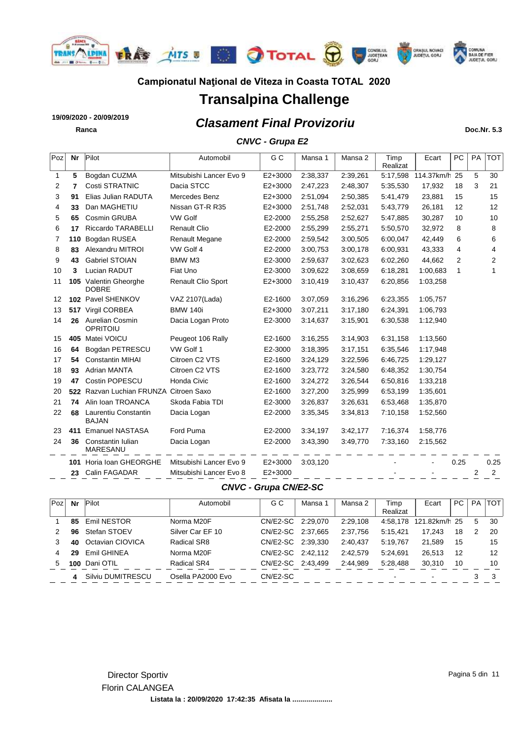## Campionatul Naţional de Viteza in Coasta TOTAL 2020

# Transalpina Challenge

**19/09/2020 - 20/09/2019**

**Ranca**

## *Clasament Final Provizoriu*

**Doc.Nr. 5.3**

### *CNVC - Grupa E2*

| Poz | Nr | Pilot | Automobil | G C | Mansa 1 | Mansa 2 | Timp Realizat | Ecart | PC | PA | TOT |
|---|---|---|---|---|---|---|---|---|---|---|---|
| 1 | **5** | Bogdan CUZMA | Mitsubishi Lancer Evo 9 | E2+3000 | 2:38,337 | 2:39,261 | 5:17,598 | 114.37km/h | 25 | 5 | 30 |
| 2 | **7** | Costi STRATNIC | Dacia STCC | E2+3000 | 2:47,223 | 2:48,307 | 5:35,530 | 17,932 | 18 | 3 | 21 |
| 3 | **91** | Elias Julian RADUTA | Mercedes Benz | E2+3000 | 2:51,094 | 2:50,385 | 5:41,479 | 23,881 | 15 | | 15 |
| 4 | **33** | Dan MAGHETIU | Nissan GT-R R35 | E2+3000 | 2:51,748 | 2:52,031 | 5:43,779 | 26,181 | 12 | | 12 |
| 5 | **65** | Cosmin GRUBA | VW Golf | E2-2000 | 2:55,258 | 2:52,627 | 5:47,885 | 30,287 | 10 | | 10 |
| 6 | **17** | Riccardo TARABELLI | Renault Clio | E2-2000 | 2:55,299 | 2:55,271 | 5:50,570 | 32,972 | 8 | | 8 |
| 7 | **110** | Bogdan RUSEA | Renault Megane | E2-2000 | 2:59,542 | 3:00,505 | 6:00,047 | 42,449 | 6 | | 6 |
| 8 | **83** | Alexandru MITROI | VW Golf 4 | E2-2000 | 3:00,753 | 3:00,178 | 6:00,931 | 43,333 | 4 | | 4 |
| 9 | **43** | Gabriel STOIAN | BMW M3 | E2-3000 | 2:59,637 | 3:02,623 | 6:02,260 | 44,662 | 2 | | 2 |
| 10 | **3** | Lucian RADUT | Fiat Uno | E2-3000 | 3:09,622 | 3:08,659 | 6:18,281 | 1:00,683 | 1 | | 1 |
| 11 | **105** | Valentin Gheorghe DOBRE | Renault Clio Sport | E2+3000 | 3:10,419 | 3:10,437 | 6:20,856 | 1:03,258 | | | |
| 12 | **102** | Pavel SHENKOV | VAZ 2107(Lada) | E2-1600 | 3:07,059 | 3:16,296 | 6:23,355 | 1:05,757 | | | |
| 13 | **517** | Virgil CORBEA | BMW 140i | E2+3000 | 3:07,211 | 3:17,180 | 6:24,391 | 1:06,793 | | | |
| 14 | **26** | Aurelian Cosmin OPRITOIU | Dacia Logan Proto | E2-3000 | 3:14,637 | 3:15,901 | 6:30,538 | 1:12,940 | | | |
| 15 | **405** | Matei VOICU | Peugeot 106 Rally | E2-1600 | 3:16,255 | 3:14,903 | 6:31,158 | 1:13,560 | | | |
| 16 | **64** | Bogdan PETRESCU | VW Golf 1 | E2-3000 | 3:18,395 | 3:17,151 | 6:35,546 | 1:17,948 | | | |
| 17 | **54** | Constantin MIHAI | Citroen C2 VTS | E2-1600 | 3:24,129 | 3:22,596 | 6:46,725 | 1:29,127 | | | |
| 18 | **93** | Adrian MANTA | Citroen C2 VTS | E2-1600 | 3:23,772 | 3:24,580 | 6:48,352 | 1:30,754 | | | |
| 19 | **47** | Costin POPESCU | Honda Civic | E2-1600 | 3:24,272 | 3:26,544 | 6:50,816 | 1:33,218 | | | |
| 20 | **522** | Razvan Luchian FRUNZA | Citroen Saxo | E2-1600 | 3:27,200 | 3:25,999 | 6:53,199 | 1:35,601 | | | |
| 21 | **74** | Alin Ioan TROANCA | Skoda Fabia TDI | E2-3000 | 3:26,837 | 3:26,631 | 6:53,468 | 1:35,870 | | | |
| 22 | **68** | Laurentiu Constantin BAJAN | Dacia Logan | E2-2000 | 3:35,345 | 3:34,813 | 7:10,158 | 1:52,560 | | | |
| 23 | **411** | Emanuel NASTASA | Ford Puma | E2-2000 | 3:34,197 | 3:42,177 | 7:16,374 | 1:58,776 | | | |
| 24 | **36** | Constantin Iulian MARESANU | Dacia Logan | E2-2000 | 3:43,390 | 3:49,770 | 7:33,160 | 2:15,562 | | | |
| | **101** | Horia Ioan GHEORGHE | Mitsubishi Lancer Evo 9 | E2+3000 | 3:03,120 | | - | - | 0.25 | | 0.25 |
| | **23** | Calin FAGADAR | Mitsubishi Lancer Evo 8 | E2+3000 | | | - | - | | 2 | 2 |

### *CNVC - Grupa CN/E2-SC*

| Poz | Nr | Pilot | Automobil | G C | Mansa 1 | Mansa 2 | Timp Realizat | Ecart | PC | PA | TOT |
|---|---|---|---|---|---|---|---|---|---|---|---|
| 1 | **85** | Emil NESTOR | Norma M20F | CN/E2-SC | 2:29,070 | 2:29,108 | 4:58,178 | 121.82km/h | 25 | 5 | 30 |
| 2 | **96** | Stefan STOEV | Silver Car EF 10 | CN/E2-SC | 2:37,665 | 2:37,756 | 5:15,421 | 17,243 | 18 | 2 | 20 |
| 3 | **40** | Octavian CIOVICA | Radical SR8 | CN/E2-SC | 2:39,330 | 2:40,437 | 5:19,767 | 21,589 | 15 | | 15 |
| 4 | **29** | Emil GHINEA | Norma M20F | CN/E2-SC | 2:42,112 | 2:42,579 | 5:24,691 | 26,513 | 12 | | 12 |
| 5 | **100** | Dani OTIL | Radical SR4 | CN/E2-SC | 2:43,499 | 2:44,989 | 5:28,488 | 30,310 | 10 | | 10 |
| | **4** | Silviu DUMITRESCU | Osella PA2000 Evo | CN/E2-SC | | | - | - | | 3 | 3 |

Director Sportiv
Florin CALANGEA

**Listata la : 20/09/2020 17:42:35 Afisata la ....................**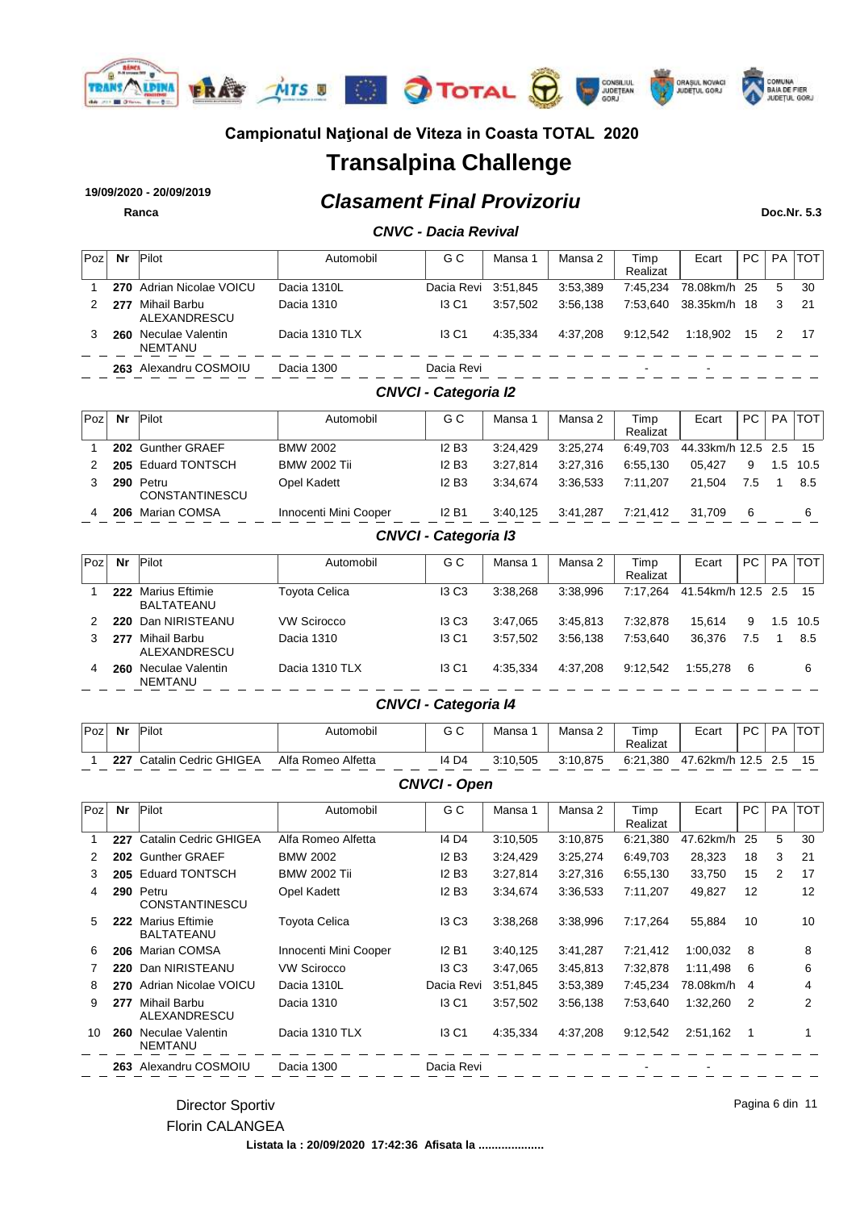## Campionatul Naţional de Viteza in Coasta TOTAL 2020

# Transalpina Challenge

**19/09/2020 - 20/09/2019**

**Ranca**

## *Clasament Final Provizoriu*

**Doc.Nr. 5.3**

### *CNVC - Dacia Revival*

| Poz | Nr | Pilot | Automobil | G C | Mansa 1 | Mansa 2 | Timp Realizat | Ecart | PC | PA | TOT |
|---|---|---|---|---|---|---|---|---|---|---|---|
| 1 | **270** | Adrian Nicolae VOICU | Dacia 1310L | Dacia Revi | 3:51,845 | 3:53,389 | 7:45,234 | 78.08km/h | 25 | 5 | 30 |
| 2 | **277** | Mihail Barbu ALEXANDRESCU | Dacia 1310 | I3 C1 | 3:57,502 | 3:56,138 | 7:53,640 | 38.35km/h | 18 | 3 | 21 |
| 3 | **260** | Neculae Valentin NEMTANU | Dacia 1310 TLX | I3 C1 | 4:35,334 | 4:37,208 | 9:12,542 | 1:18,902 | 15 | 2 | 17 |
| | **263** | Alexandru COSMOIU | Dacia 1300 | Dacia Revi | | | - | - | | | |

### *CNVCI - Categoria I2*

| Poz | Nr | Pilot | Automobil | G C | Mansa 1 | Mansa 2 | Timp Realizat | Ecart | PC | PA | TOT |
|---|---|---|---|---|---|---|---|---|---|---|---|
| 1 | **202** | Gunther GRAEF | BMW 2002 | I2 B3 | 3:24,429 | 3:25,274 | 6:49,703 | 44.33km/h | 12.5 | 2.5 | 15 |
| 2 | **205** | Eduard TONTSCH | BMW 2002 Tii | I2 B3 | 3:27,814 | 3:27,316 | 6:55,130 | 05,427 | 9 | 1.5 | 10.5 |
| 3 | **290** | Petru CONSTANTINESCU | Opel Kadett | I2 B3 | 3:34,674 | 3:36,533 | 7:11,207 | 21,504 | 7.5 | 1 | 8.5 |
| 4 | **206** | Marian COMSA | Innocenti Mini Cooper | I2 B1 | 3:40,125 | 3:41,287 | 7:21,412 | 31,709 | 6 | | 6 |

### *CNVCI - Categoria I3*

| Poz | Nr | Pilot | Automobil | G C | Mansa 1 | Mansa 2 | Timp Realizat | Ecart | PC | PA | TOT |
|---|---|---|---|---|---|---|---|---|---|---|---|
| 1 | **222** | Marius Eftimie BALTATEANU | Toyota Celica | I3 C3 | 3:38,268 | 3:38,996 | 7:17,264 | 41.54km/h | 12.5 | 2.5 | 15 |
| 2 | **220** | Dan NIRISTEANU | VW Scirocco | I3 C3 | 3:47,065 | 3:45,813 | 7:32,878 | 15,614 | 9 | 1.5 | 10.5 |
| 3 | **277** | Mihail Barbu ALEXANDRESCU | Dacia 1310 | I3 C1 | 3:57,502 | 3:56,138 | 7:53,640 | 36,376 | 7.5 | 1 | 8.5 |
| 4 | **260** | Neculae Valentin NEMTANU | Dacia 1310 TLX | I3 C1 | 4:35,334 | 4:37,208 | 9:12,542 | 1:55,278 | 6 | | 6 |

### *CNVCI - Categoria I4*

| Poz | Nr | Pilot | Automobil | G C | Mansa 1 | Mansa 2 | Timp Realizat | Ecart | PC | PA | TOT |
|---|---|---|---|---|---|---|---|---|---|---|---|
| 1 | **227** | Catalin Cedric GHIGEA | Alfa Romeo Alfetta | I4 D4 | 3:10,505 | 3:10,875 | 6:21,380 | 47.62km/h | 12.5 | 2.5 | 15 |

### *CNVCI - Open*

| Poz | Nr | Pilot | Automobil | G C | Mansa 1 | Mansa 2 | Timp Realizat | Ecart | PC | PA | TOT |
|---|---|---|---|---|---|---|---|---|---|---|---|
| 1 | **227** | Catalin Cedric GHIGEA | Alfa Romeo Alfetta | I4 D4 | 3:10,505 | 3:10,875 | 6:21,380 | 47.62km/h | 25 | 5 | 30 |
| 2 | **202** | Gunther GRAEF | BMW 2002 | I2 B3 | 3:24,429 | 3:25,274 | 6:49,703 | 28,323 | 18 | 3 | 21 |
| 3 | **205** | Eduard TONTSCH | BMW 2002 Tii | I2 B3 | 3:27,814 | 3:27,316 | 6:55,130 | 33,750 | 15 | 2 | 17 |
| 4 | **290** | Petru CONSTANTINESCU | Opel Kadett | I2 B3 | 3:34,674 | 3:36,533 | 7:11,207 | 49,827 | 12 | | 12 |
| 5 | **222** | Marius Eftimie BALTATEANU | Toyota Celica | I3 C3 | 3:38,268 | 3:38,996 | 7:17,264 | 55,884 | 10 | | 10 |
| 6 | **206** | Marian COMSA | Innocenti Mini Cooper | I2 B1 | 3:40,125 | 3:41,287 | 7:21,412 | 1:00,032 | 8 | | 8 |
| 7 | **220** | Dan NIRISTEANU | VW Scirocco | I3 C3 | 3:47,065 | 3:45,813 | 7:32,878 | 1:11,498 | 6 | | 6 |
| 8 | **270** | Adrian Nicolae VOICU | Dacia 1310L | Dacia Revi | 3:51,845 | 3:53,389 | 7:45,234 | 78.08km/h | 4 | | 4 |
| 9 | **277** | Mihail Barbu ALEXANDRESCU | Dacia 1310 | I3 C1 | 3:57,502 | 3:56,138 | 7:53,640 | 1:32,260 | 2 | | 2 |
| 10 | **260** | Neculae Valentin NEMTANU | Dacia 1310 TLX | I3 C1 | 4:35,334 | 4:37,208 | 9:12,542 | 2:51,162 | 1 | | 1 |
| | **263** | Alexandru COSMOIU | Dacia 1300 | Dacia Revi | | | - | - | | | |

Director Sportiv
Florin CALANGEA

**Listata la : 20/09/2020 17:42:36 Afisata la ...................**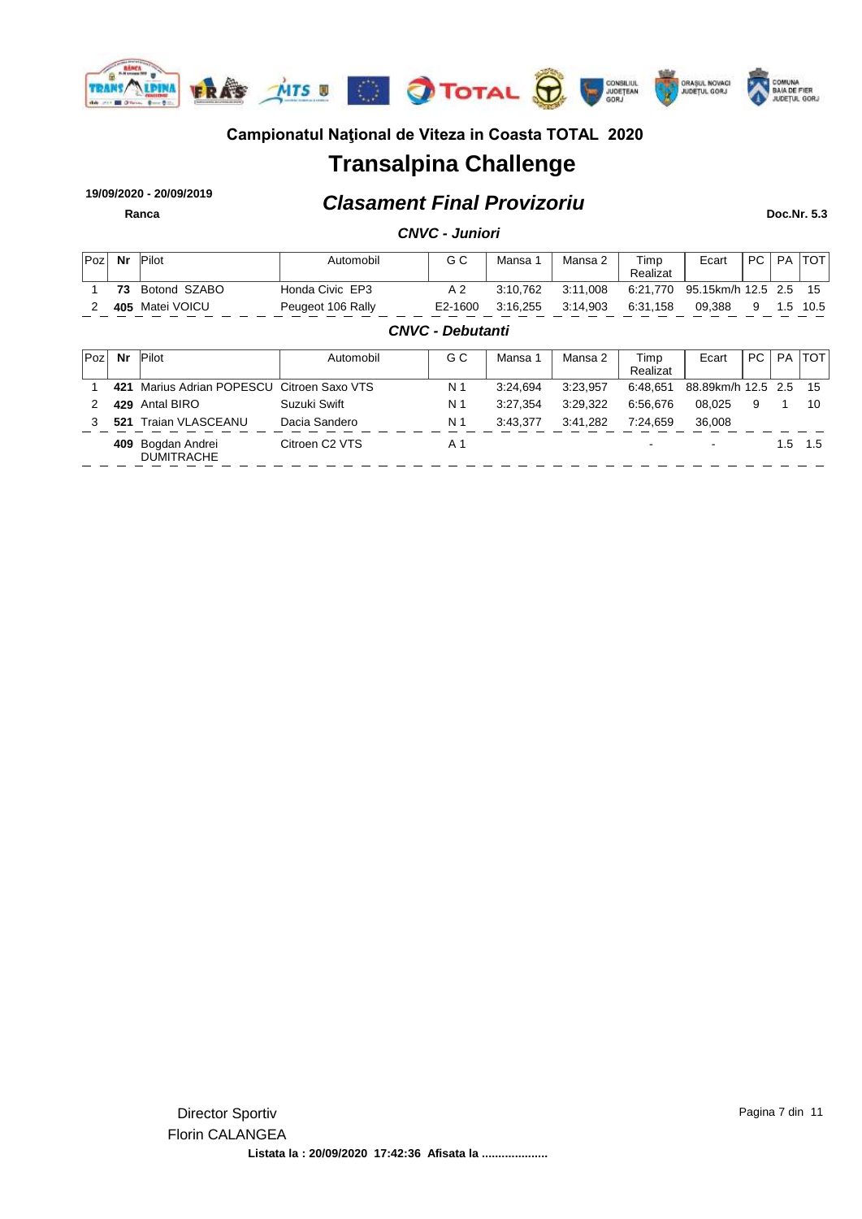### Campionatul Naţional de Viteza in Coasta TOTAL 2020

# Transalpina Challenge

**19/09/2020 - 20/09/2019**

**Ranca**

## *Clasament Final Provizoriu*

**Doc.Nr. 5.3**

### *CNVC - Juniori*

| Poz | Nr | Pilot | Automobil | G C | Mansa 1 | Mansa 2 | Timp Realizat | Ecart | PC | PA | TOT |
|---|---|---|---|---|---|---|---|---|---|---|---|
| 1 | **73** | Botond SZABO | Honda Civic EP3 | A 2 | 3:10,762 | 3:11,008 | 6:21,770 | 95.15km/h | 12.5 | 2.5 | 15 |
| 2 | **405** | Matei VOICU | Peugeot 106 Rally | E2-1600 | 3:16,255 | 3:14,903 | 6:31,158 | 09,388 | 9 | 1.5 | 10.5 |

### *CNVC - Debutanti*

| Poz | Nr | Pilot | Automobil | G C | Mansa 1 | Mansa 2 | Timp Realizat | Ecart | PC | PA | TOT |
|---|---|---|---|---|---|---|---|---|---|---|---|
| 1 | **421** | Marius Adrian POPESCU | Citroen Saxo VTS | N 1 | 3:24,694 | 3:23,957 | 6:48,651 | 88.89km/h | 12.5 | 2.5 | 15 |
| 2 | **429** | Antal BIRO | Suzuki Swift | N 1 | 3:27,354 | 3:29,322 | 6:56,676 | 08,025 | 9 | 1 | 10 |
| 3 | **521** | Traian VLASCEANU | Dacia Sandero | N 1 | 3:43,377 | 3:41,282 | 7:24,659 | 36,008 | | | |
| | **409** | Bogdan Andrei DUMITRACHE | Citroen C2 VTS | A 1 | | | - | - | | 1.5 | 1.5 |

Director Sportiv
Florin CALANGEA

**Listata la : 20/09/2020 17:42:36 Afisata la ....................**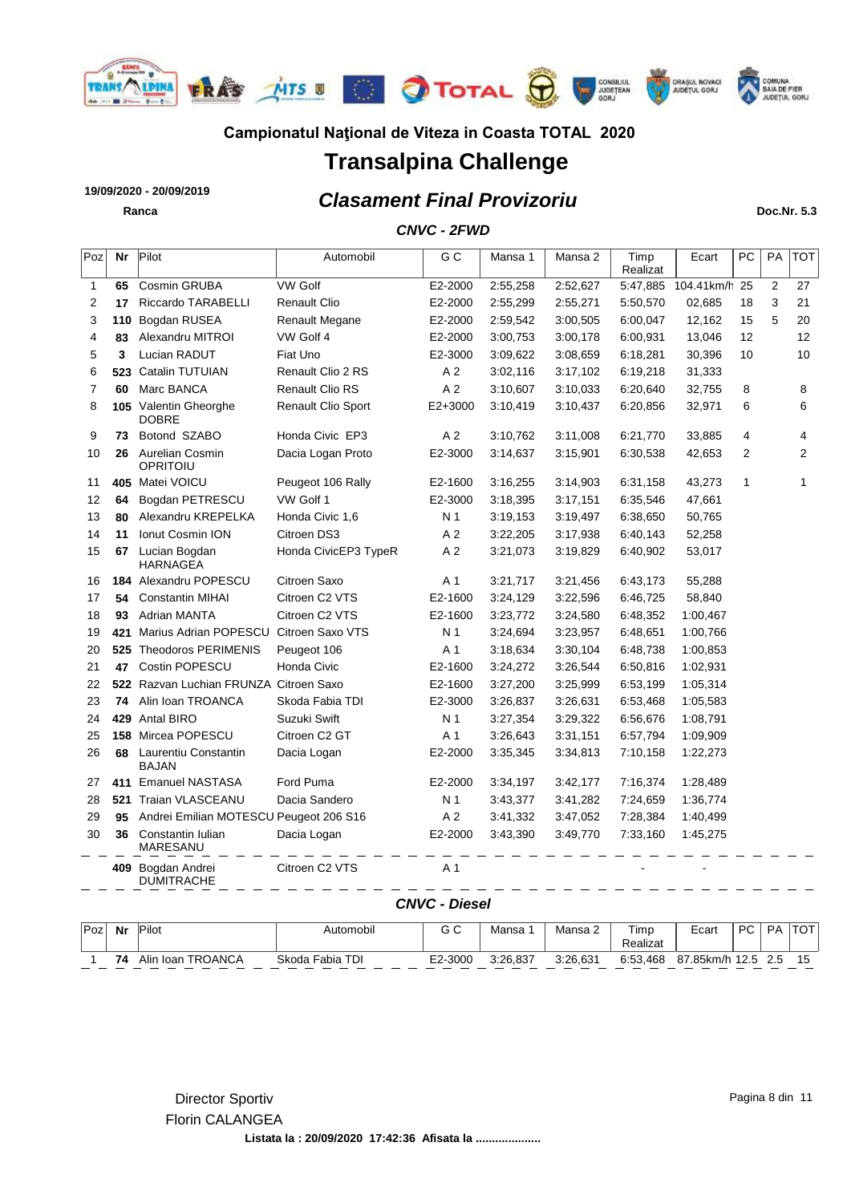**Campionatul Naţional de Viteza in Coasta TOTAL 2020**

# Transalpina Challenge

**19/09/2020 - 20/09/2019**

**Ranca**

## *Clasament Final Provizoriu*

**Doc.Nr. 5.3**

### *CNVC - 2FWD*

| Poz | Nr | Pilot | Automobil | G C | Mansa 1 | Mansa 2 | Timp Realizat | Ecart | PC | PA | TOT |
|---|---|---|---|---|---|---|---|---|---|---|---|
| 1 | **65** | Cosmin GRUBA | VW Golf | E2-2000 | 2:55,258 | 2:52,627 | 5:47,885 | 104.41km/h | 25 | 2 | 27 |
| 2 | **17** | Riccardo TARABELLI | Renault Clio | E2-2000 | 2:55,299 | 2:55,271 | 5:50,570 | 02,685 | 18 | 3 | 21 |
| 3 | **110** | Bogdan RUSEA | Renault Megane | E2-2000 | 2:59,542 | 3:00,505 | 6:00,047 | 12,162 | 15 | 5 | 20 |
| 4 | **83** | Alexandru MITROI | VW Golf 4 | E2-2000 | 3:00,753 | 3:00,178 | 6:00,931 | 13,046 | 12 | | 12 |
| 5 | **3** | Lucian RADUT | Fiat Uno | E2-3000 | 3:09,622 | 3:08,659 | 6:18,281 | 30,396 | 10 | | 10 |
| 6 | **523** | Catalin TUTUIAN | Renault Clio 2 RS | A 2 | 3:02,116 | 3:17,102 | 6:19,218 | 31,333 | | | |
| 7 | **60** | Marc BANCA | Renault Clio RS | A 2 | 3:10,607 | 3:10,033 | 6:20,640 | 32,755 | 8 | | 8 |
| 8 | **105** | Valentin Gheorghe DOBRE | Renault Clio Sport | E2+3000 | 3:10,419 | 3:10,437 | 6:20,856 | 32,971 | 6 | | 6 |
| 9 | **73** | Botond SZABO | Honda Civic EP3 | A 2 | 3:10,762 | 3:11,008 | 6:21,770 | 33,885 | 4 | | 4 |
| 10 | **26** | Aurelian Cosmin OPRITOIU | Dacia Logan Proto | E2-3000 | 3:14,637 | 3:15,901 | 6:30,538 | 42,653 | 2 | | 2 |
| 11 | **405** | Matei VOICU | Peugeot 106 Rally | E2-1600 | 3:16,255 | 3:14,903 | 6:31,158 | 43,273 | 1 | | 1 |
| 12 | **64** | Bogdan PETRESCU | VW Golf 1 | E2-3000 | 3:18,395 | 3:17,151 | 6:35,546 | 47,661 | | | |
| 13 | **80** | Alexandru KREPELKA | Honda Civic 1,6 | N 1 | 3:19,153 | 3:19,497 | 6:38,650 | 50,765 | | | |
| 14 | **11** | Ionut Cosmin ION | Citroen DS3 | A 2 | 3:22,205 | 3:17,938 | 6:40,143 | 52,258 | | | |
| 15 | **67** | Lucian Bogdan HARNAGEA | Honda CivicEP3 TypeR | A 2 | 3:21,073 | 3:19,829 | 6:40,902 | 53,017 | | | |
| 16 | **184** | Alexandru POPESCU | Citroen Saxo | A 1 | 3:21,717 | 3:21,456 | 6:43,173 | 55,288 | | | |
| 17 | **54** | Constantin MIHAI | Citroen C2 VTS | E2-1600 | 3:24,129 | 3:22,596 | 6:46,725 | 58,840 | | | |
| 18 | **93** | Adrian MANTA | Citroen C2 VTS | E2-1600 | 3:23,772 | 3:24,580 | 6:48,352 | 1:00,467 | | | |
| 19 | **421** | Marius Adrian POPESCU | Citroen Saxo VTS | N 1 | 3:24,694 | 3:23,957 | 6:48,651 | 1:00,766 | | | |
| 20 | **525** | Theodoros PERIMENIS | Peugeot 106 | A 1 | 3:18,634 | 3:30,104 | 6:48,738 | 1:00,853 | | | |
| 21 | **47** | Costin POPESCU | Honda Civic | E2-1600 | 3:24,272 | 3:26,544 | 6:50,816 | 1:02,931 | | | |
| 22 | **522** | Razvan Luchian FRUNZA | Citroen Saxo | E2-1600 | 3:27,200 | 3:25,999 | 6:53,199 | 1:05,314 | | | |
| 23 | **74** | Alin Ioan TROANCA | Skoda Fabia TDI | E2-3000 | 3:26,837 | 3:26,631 | 6:53,468 | 1:05,583 | | | |
| 24 | **429** | Antal BIRO | Suzuki Swift | N 1 | 3:27,354 | 3:29,322 | 6:56,676 | 1:08,791 | | | |
| 25 | **158** | Mircea POPESCU | Citroen C2 GT | A 1 | 3:26,643 | 3:31,151 | 6:57,794 | 1:09,909 | | | |
| 26 | **68** | Laurentiu Constantin BAJAN | Dacia Logan | E2-2000 | 3:35,345 | 3:34,813 | 7:10,158 | 1:22,273 | | | |
| 27 | **411** | Emanuel NASTASA | Ford Puma | E2-2000 | 3:34,197 | 3:42,177 | 7:16,374 | 1:28,489 | | | |
| 28 | **521** | Traian VLASCEANU | Dacia Sandero | N 1 | 3:43,377 | 3:41,282 | 7:24,659 | 1:36,774 | | | |
| 29 | **95** | Andrei Emilian MOTESCU | Peugeot 206 S16 | A 2 | 3:41,332 | 3:47,052 | 7:28,384 | 1:40,499 | | | |
| 30 | **36** | Constantin Iulian MARESANU | Dacia Logan | E2-2000 | 3:43,390 | 3:49,770 | 7:33,160 | 1:45,275 | | | |
| | **409** | Bogdan Andrei DUMITRACHE | Citroen C2 VTS | A 1 | | | - | - | | | |

### *CNVC - Diesel*

| Poz | Nr | Pilot | Automobil | G C | Mansa 1 | Mansa 2 | Timp Realizat | Ecart | PC | PA | TOT |
|---|---|---|---|---|---|---|---|---|---|---|---|
| 1 | **74** | Alin Ioan TROANCA | Skoda Fabia TDI | E2-3000 | 3:26,837 | 3:26,631 | 6:53,468 | 87.85km/h | 12.5 | 2.5 | 15 |

Director Sportiv
Florin CALANGEA

**Listata la : 20/09/2020 17:42:36 Afisata la ....................**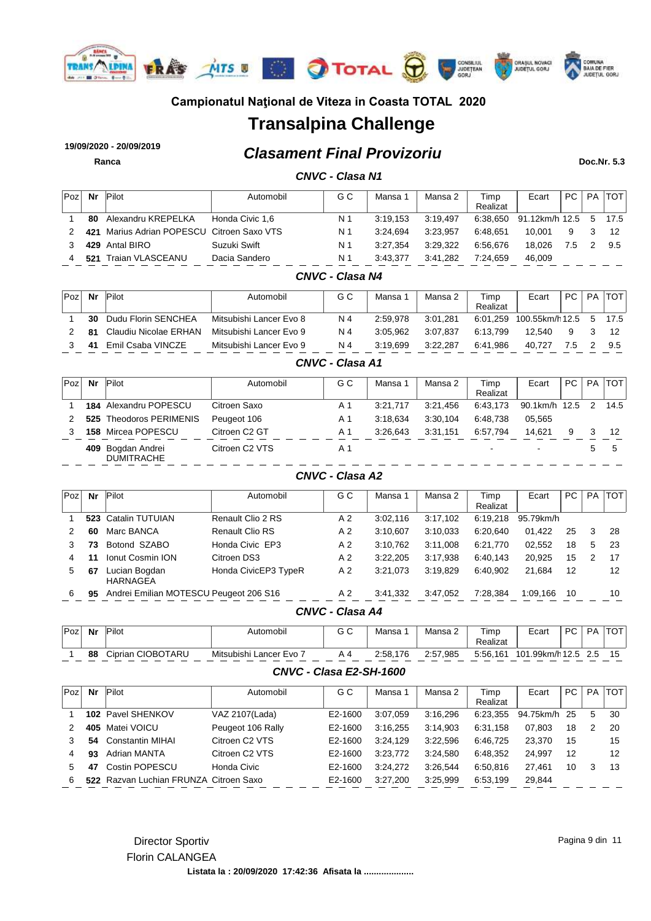## Campionatul Naţional de Viteza in Coasta TOTAL 2020

# Transalpina Challenge

**19/09/2020 - 20/09/2019**

**Ranca**

## *Clasament Final Provizoriu*

**Doc.Nr. 5.3**

### *CNVC - Clasa N1*

| Poz | Nr | Pilot | Automobil | G C | Mansa 1 | Mansa 2 | Timp Realizat | Ecart | PC | PA | TOT |
|---|---|---|---|---|---|---|---|---|---|---|---|
| 1 | **80** | Alexandru KREPELKA | Honda Civic 1,6 | N 1 | 3:19,153 | 3:19,497 | 6:38,650 | 91.12km/h | 12.5 | 5 | 17.5 |
| 2 | **421** | Marius Adrian POPESCU | Citroen Saxo VTS | N 1 | 3:24,694 | 3:23,957 | 6:48,651 | 10,001 | 9 | 3 | 12 |
| 3 | **429** | Antal BIRO | Suzuki Swift | N 1 | 3:27,354 | 3:29,322 | 6:56,676 | 18,026 | 7.5 | 2 | 9.5 |
| 4 | **521** | Traian VLASCEANU | Dacia Sandero | N 1 | 3:43,377 | 3:41,282 | 7:24,659 | 46,009 | | | |

### *CNVC - Clasa N4*

| Poz | Nr | Pilot | Automobil | G C | Mansa 1 | Mansa 2 | Timp Realizat | Ecart | PC | PA | TOT |
|---|---|---|---|---|---|---|---|---|---|---|---|
| 1 | **30** | Dudu Florin SENCHEA | Mitsubishi Lancer Evo 8 | N 4 | 2:59,978 | 3:01,281 | 6:01,259 | 100.55km/h | 12.5 | 5 | 17.5 |
| 2 | **81** | Claudiu Nicolae ERHAN | Mitsubishi Lancer Evo 9 | N 4 | 3:05,962 | 3:07,837 | 6:13,799 | 12,540 | 9 | 3 | 12 |
| 3 | **41** | Emil Csaba VINCZE | Mitsubishi Lancer Evo 9 | N 4 | 3:19,699 | 3:22,287 | 6:41,986 | 40,727 | 7.5 | 2 | 9.5 |

### *CNVC - Clasa A1*

| Poz | Nr | Pilot | Automobil | G C | Mansa 1 | Mansa 2 | Timp Realizat | Ecart | PC | PA | TOT |
|---|---|---|---|---|---|---|---|---|---|---|---|
| 1 | **184** | Alexandru POPESCU | Citroen Saxo | A 1 | 3:21,717 | 3:21,456 | 6:43,173 | 90.1km/h | 12.5 | 2 | 14.5 |
| 2 | **525** | Theodoros PERIMENIS | Peugeot 106 | A 1 | 3:18,634 | 3:30,104 | 6:48,738 | 05,565 | | | |
| 3 | **158** | Mircea POPESCU | Citroen C2 GT | A 1 | 3:26,643 | 3:31,151 | 6:57,794 | 14,621 | 9 | 3 | 12 |
| | **409** | Bogdan Andrei DUMITRACHE | Citroen C2 VTS | A 1 | | | - | - | | 5 | 5 |

### *CNVC - Clasa A2*

| Poz | Nr | Pilot | Automobil | G C | Mansa 1 | Mansa 2 | Timp Realizat | Ecart | PC | PA | TOT |
|---|---|---|---|---|---|---|---|---|---|---|---|
| 1 | **523** | Catalin TUTUIAN | Renault Clio 2 RS | A 2 | 3:02,116 | 3:17,102 | 6:19,218 | 95.79km/h | | | |
| 2 | **60** | Marc BANCA | Renault Clio RS | A 2 | 3:10,607 | 3:10,033 | 6:20,640 | 01,422 | 25 | 3 | 28 |
| 3 | **73** | Botond SZABO | Honda Civic EP3 | A 2 | 3:10,762 | 3:11,008 | 6:21,770 | 02,552 | 18 | 5 | 23 |
| 4 | **11** | Ionut Cosmin ION | Citroen DS3 | A 2 | 3:22,205 | 3:17,938 | 6:40,143 | 20,925 | 15 | 2 | 17 |
| 5 | **67** | Lucian Bogdan HARNAGEA | Honda CivicEP3 TypeR | A 2 | 3:21,073 | 3:19,829 | 6:40,902 | 21,684 | 12 | | 12 |
| 6 | **95** | Andrei Emilian MOTESCU | Peugeot 206 S16 | A 2 | 3:41,332 | 3:47,052 | 7:28,384 | 1:09,166 | 10 | | 10 |

### *CNVC - Clasa A4*

| Poz | Nr | Pilot | Automobil | G C | Mansa 1 | Mansa 2 | Timp Realizat | Ecart | PC | PA | TOT |
|---|---|---|---|---|---|---|---|---|---|---|---|
| 1 | **88** | Ciprian CIOBOTARU | Mitsubishi Lancer Evo 7 | A 4 | 2:58,176 | 2:57,985 | 5:56,161 | 101.99km/h | 12.5 | 2.5 | 15 |

### *CNVC - Clasa E2-SH-1600*

| Poz | Nr | Pilot | Automobil | G C | Mansa 1 | Mansa 2 | Timp Realizat | Ecart | PC | PA | TOT |
|---|---|---|---|---|---|---|---|---|---|---|---|
| 1 | **102** | Pavel SHENKOV | VAZ 2107(Lada) | E2-1600 | 3:07,059 | 3:16,296 | 6:23,355 | 94.75km/h | 25 | 5 | 30 |
| 2 | **405** | Matei VOICU | Peugeot 106 Rally | E2-1600 | 3:16,255 | 3:14,903 | 6:31,158 | 07,803 | 18 | 2 | 20 |
| 3 | **54** | Constantin MIHAI | Citroen C2 VTS | E2-1600 | 3:24,129 | 3:22,596 | 6:46,725 | 23,370 | 15 | | 15 |
| 4 | **93** | Adrian MANTA | Citroen C2 VTS | E2-1600 | 3:23,772 | 3:24,580 | 6:48,352 | 24,997 | 12 | | 12 |
| 5 | **47** | Costin POPESCU | Honda Civic | E2-1600 | 3:24,272 | 3:26,544 | 6:50,816 | 27,461 | 10 | 3 | 13 |
| 6 | **522** | Razvan Luchian FRUNZA | Citroen Saxo | E2-1600 | 3:27,200 | 3:25,999 | 6:53,199 | 29,844 | | | |

Director Sportiv

Florin CALANGEA

**Listata la : 20/09/2020 17:42:36 Afisata la ....................**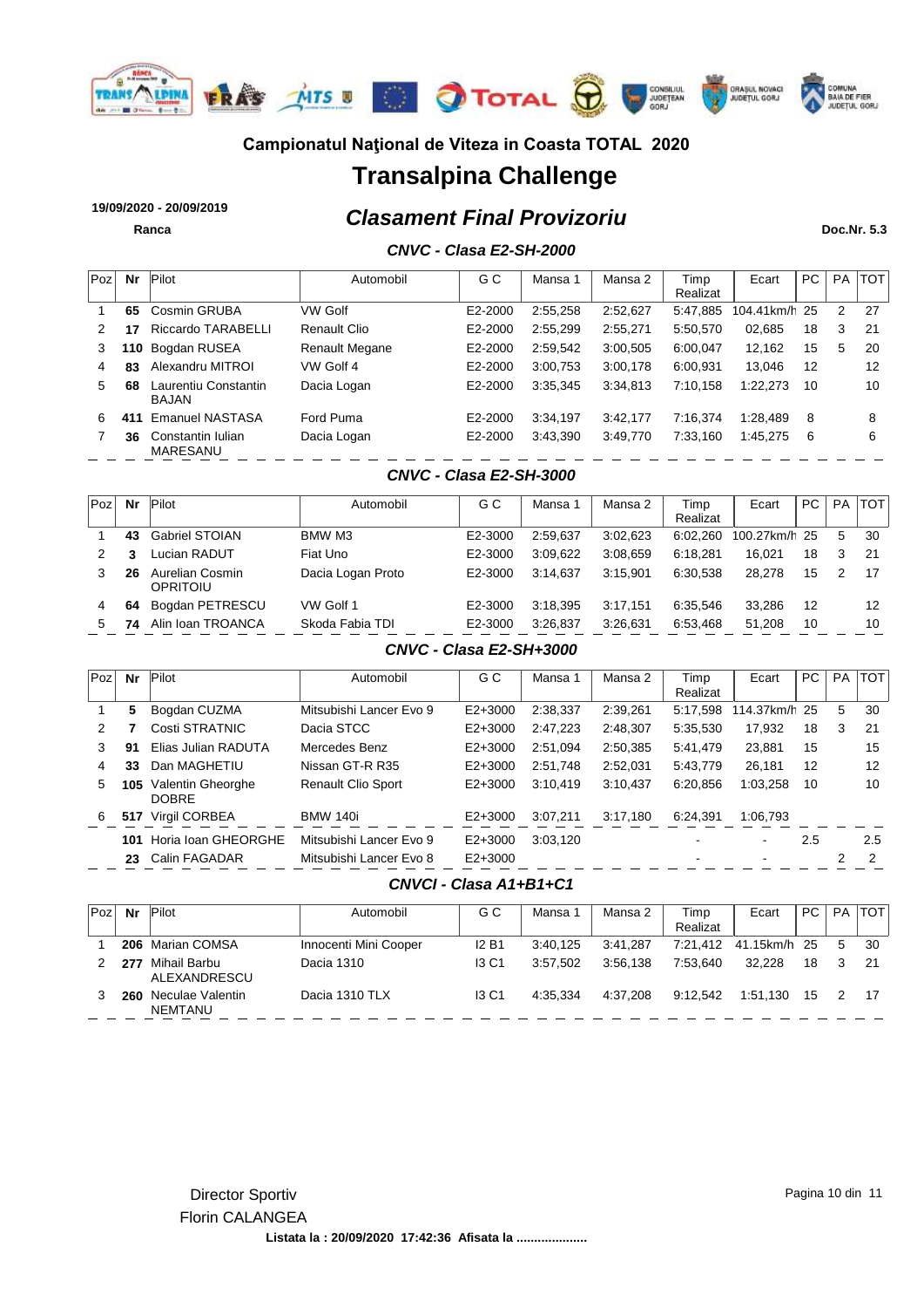**Campionatul Naţional de Viteza in Coasta TOTAL 2020**

# Transalpina Challenge

**19/09/2020 - 20/09/2019**

**Ranca**

## *Clasament Final Provizoriu*

**Doc.Nr. 5.3**

### *CNVC - Clasa E2-SH-2000*

| Poz | Nr | Pilot | Automobil | G C | Mansa 1 | Mansa 2 | Timp Realizat | Ecart | PC | PA | TOT |
|---|---|---|---|---|---|---|---|---|---|---|---|
| 1 | **65** | Cosmin GRUBA | VW Golf | E2-2000 | 2:55,258 | 2:52,627 | 5:47,885 | 104.41km/h | 25 | 2 | 27 |
| 2 | **17** | Riccardo TARABELLI | Renault Clio | E2-2000 | 2:55,299 | 2:55,271 | 5:50,570 | 02,685 | 18 | 3 | 21 |
| 3 | **110** | Bogdan RUSEA | Renault Megane | E2-2000 | 2:59,542 | 3:00,505 | 6:00,047 | 12,162 | 15 | 5 | 20 |
| 4 | **83** | Alexandru MITROI | VW Golf 4 | E2-2000 | 3:00,753 | 3:00,178 | 6:00,931 | 13,046 | 12 | | 12 |
| 5 | **68** | Laurentiu Constantin BAJAN | Dacia Logan | E2-2000 | 3:35,345 | 3:34,813 | 7:10,158 | 1:22,273 | 10 | | 10 |
| 6 | **411** | Emanuel NASTASA | Ford Puma | E2-2000 | 3:34,197 | 3:42,177 | 7:16,374 | 1:28,489 | 8 | | 8 |
| 7 | **36** | Constantin Iulian MARESANU | Dacia Logan | E2-2000 | 3:43,390 | 3:49,770 | 7:33,160 | 1:45,275 | 6 | | 6 |

### *CNVC - Clasa E2-SH-3000*

| Poz | Nr | Pilot | Automobil | G C | Mansa 1 | Mansa 2 | Timp Realizat | Ecart | PC | PA | TOT |
|---|---|---|---|---|---|---|---|---|---|---|---|
| 1 | **43** | Gabriel STOIAN | BMW M3 | E2-3000 | 2:59,637 | 3:02,623 | 6:02,260 | 100.27km/h | 25 | 5 | 30 |
| 2 | **3** | Lucian RADUT | Fiat Uno | E2-3000 | 3:09,622 | 3:08,659 | 6:18,281 | 16,021 | 18 | 3 | 21 |
| 3 | **26** | Aurelian Cosmin OPRITOIU | Dacia Logan Proto | E2-3000 | 3:14,637 | 3:15,901 | 6:30,538 | 28,278 | 15 | 2 | 17 |
| 4 | **64** | Bogdan PETRESCU | VW Golf 1 | E2-3000 | 3:18,395 | 3:17,151 | 6:35,546 | 33,286 | 12 | | 12 |
| 5 | **74** | Alin Ioan TROANCA | Skoda Fabia TDI | E2-3000 | 3:26,837 | 3:26,631 | 6:53,468 | 51,208 | 10 | | 10 |

### *CNVC - Clasa E2-SH+3000*

| Poz | Nr | Pilot | Automobil | G C | Mansa 1 | Mansa 2 | Timp Realizat | Ecart | PC | PA | TOT |
|---|---|---|---|---|---|---|---|---|---|---|---|
| 1 | **5** | Bogdan CUZMA | Mitsubishi Lancer Evo 9 | E2+3000 | 2:38,337 | 2:39,261 | 5:17,598 | 114.37km/h | 25 | 5 | 30 |
| 2 | **7** | Costi STRATNIC | Dacia STCC | E2+3000 | 2:47,223 | 2:48,307 | 5:35,530 | 17,932 | 18 | 3 | 21 |
| 3 | **91** | Elias Julian RADUTA | Mercedes Benz | E2+3000 | 2:51,094 | 2:50,385 | 5:41,479 | 23,881 | 15 | | 15 |
| 4 | **33** | Dan MAGHETIU | Nissan GT-R R35 | E2+3000 | 2:51,748 | 2:52,031 | 5:43,779 | 26,181 | 12 | | 12 |
| 5 | **105** | Valentin Gheorghe DOBRE | Renault Clio Sport | E2+3000 | 3:10,419 | 3:10,437 | 6:20,856 | 1:03,258 | 10 | | 10 |
| 6 | **517** | Virgil CORBEA | BMW 140i | E2+3000 | 3:07,211 | 3:17,180 | 6:24,391 | 1:06,793 | | | |
| | **101** | Horia Ioan GHEORGHE | Mitsubishi Lancer Evo 9 | E2+3000 | 3:03,120 | | - | - | 2.5 | | 2.5 |
| | **23** | Calin FAGADAR | Mitsubishi Lancer Evo 8 | E2+3000 | | | - | - | | 2 | 2 |

### *CNVCI - Clasa A1+B1+C1*

| Poz | Nr | Pilot | Automobil | G C | Mansa 1 | Mansa 2 | Timp Realizat | Ecart | PC | PA | TOT |
|---|---|---|---|---|---|---|---|---|---|---|---|
| 1 | **206** | Marian COMSA | Innocenti Mini Cooper | I2 B1 | 3:40,125 | 3:41,287 | 7:21,412 | 41.15km/h | 25 | 5 | 30 |
| 2 | **277** | Mihail Barbu ALEXANDRESCU | Dacia 1310 | I3 C1 | 3:57,502 | 3:56,138 | 7:53,640 | 32,228 | 18 | 3 | 21 |
| 3 | **260** | Neculae Valentin NEMTANU | Dacia 1310 TLX | I3 C1 | 4:35,334 | 4:37,208 | 9:12,542 | 1:51,130 | 15 | 2 | 17 |

Director Sportiv
Florin CALANGEA

**Listata la : 20/09/2020 17:42:36 Afisata la ....................**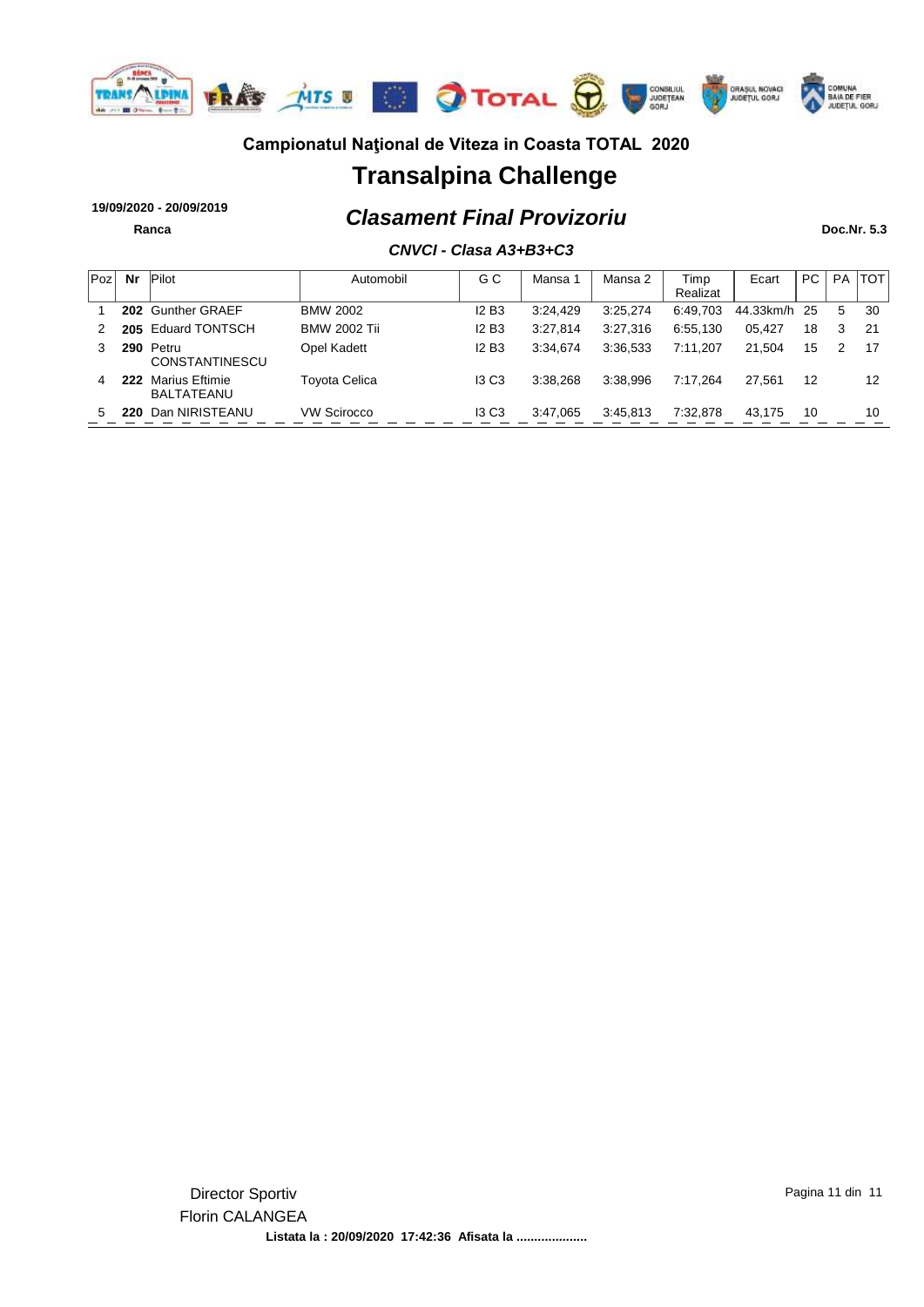Campionatul Naţional de Viteza in Coasta TOTAL 2020

# Transalpina Challenge

**19/09/2020 - 20/09/2019**

**Ranca**

## *Clasament Final Provizoriu*

**Doc.Nr. 5.3**

***CNVCI - Clasa A3+B3+C3***

| Poz | Nr | Pilot | Automobil | G C | Mansa 1 | Mansa 2 | Timp Realizat | Ecart | PC | PA | TOT |
|---|---|---|---|---|---|---|---|---|---|---|---|
| 1 | **202** | Gunther GRAEF | BMW 2002 | I2 B3 | 3:24,429 | 3:25,274 | 6:49,703 | 44.33km/h | 25 | 5 | 30 |
| 2 | **205** | Eduard TONTSCH | BMW 2002 Tii | I2 B3 | 3:27,814 | 3:27,316 | 6:55,130 | 05,427 | 18 | 3 | 21 |
| 3 | **290** | Petru CONSTANTINESCU | Opel Kadett | I2 B3 | 3:34,674 | 3:36,533 | 7:11,207 | 21,504 | 15 | 2 | 17 |
| 4 | **222** | Marius Eftimie BALTATEANU | Toyota Celica | I3 C3 | 3:38,268 | 3:38,996 | 7:17,264 | 27,561 | 12 | | 12 |
| 5 | **220** | Dan NIRISTEANU | VW Scirocco | I3 C3 | 3:47,065 | 3:45,813 | 7:32,878 | 43,175 | 10 | | 10 |

Director Sportiv
Florin CALANGEA

**Listata la : 20/09/2020 17:42:36 Afisata la ...................**